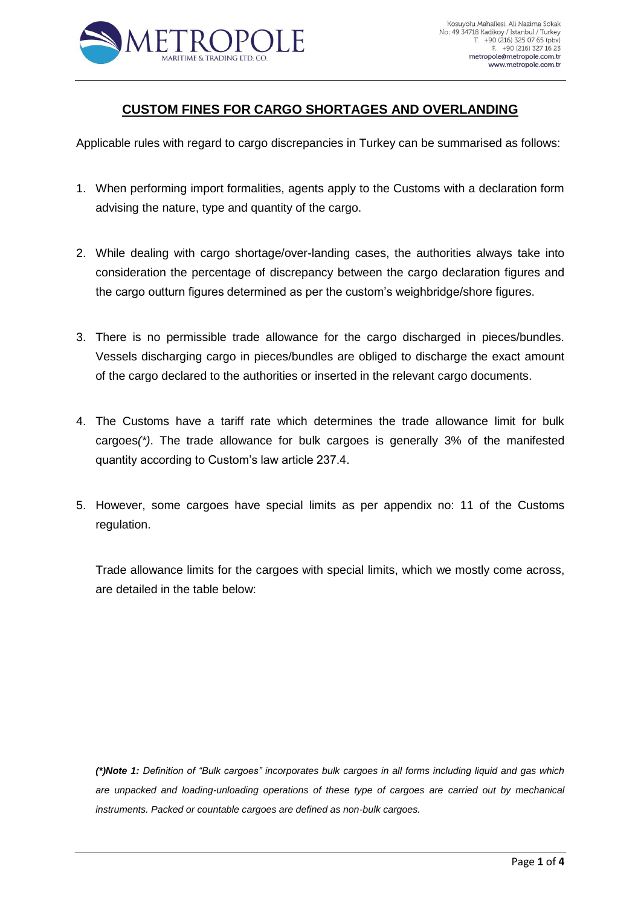## CUSTOM FINES FOR CARGO SHORTAGES AND OVERLANDING

Applicable rules with regard to cargo discrepancies in Turkey can be summarised as follows:

1. When performing import formalities, agents apply to the Customs with a declaration form advising the nature, type and quantity of the cargo.

2. While dealing with cargo shortage/over-landing cases, the authorities always take into consideration the percentage of discrepancy between the cargo declaration figures and the cargo outturn figures determined as per the custom's weighbridge/shore figures.

3. There is no permissible trade allowance for the cargo discharged in pieces/bundles. Vessels discharging cargo in pieces/bundles are obliged to discharge the exact amount of the cargo declared to the authorities or inserted in the relevant cargo documents.

4. The Customs have a tariff rate which determines the trade allowance limit for bulk cargoes*(\*)*. The trade allowance for bulk cargoes is generally 3% of the manifested quantity according to Custom's law article 237.4.

5. However, some cargoes have special limits as per appendix no: 11 of the Customs regulation.

   Trade allowance limits for the cargoes with special limits, which we mostly come across, are detailed in the table below:

***(\*)Note 1:*** *Definition of "Bulk cargoes" incorporates bulk cargoes in all forms including liquid and gas which are unpacked and loading-unloading operations of these type of cargoes are carried out by mechanical instruments. Packed or countable cargoes are defined as non-bulk cargoes.*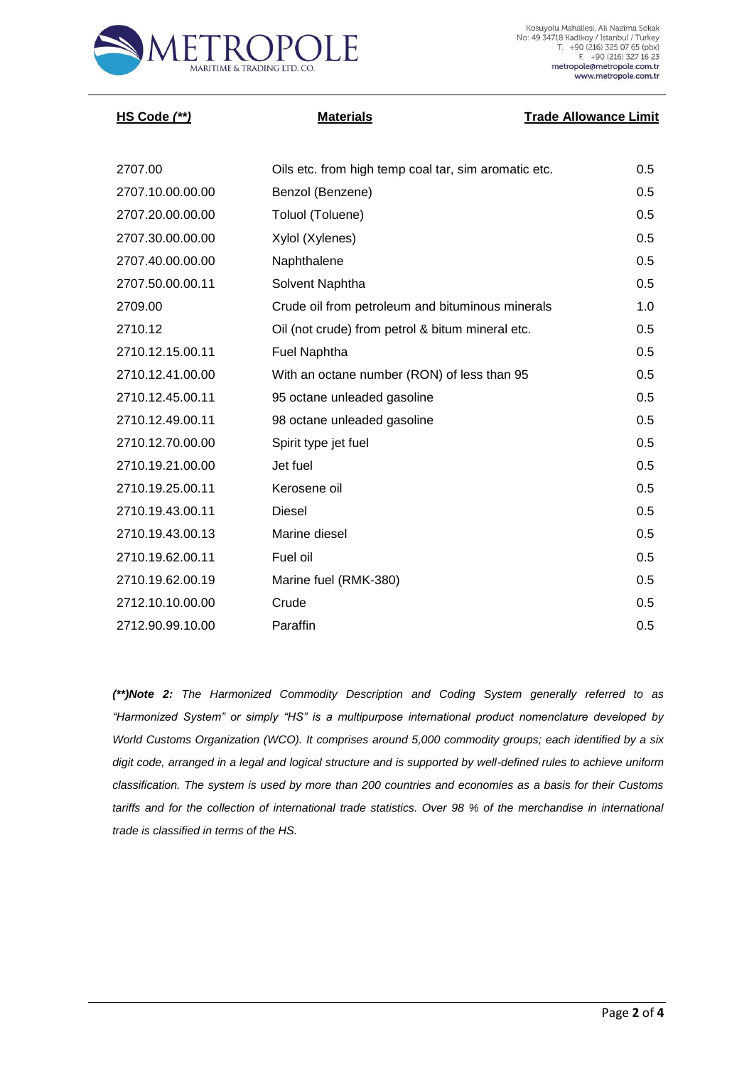| HS Code (**) | Materials | Trade Allowance Limit |
|---|---|---|
| 2707.00 | Oils etc. from high temp coal tar, sim aromatic etc. | 0.5 |
| 2707.10.00.00.00 | Benzol (Benzene) | 0.5 |
| 2707.20.00.00.00 | Toluol (Toluene) | 0.5 |
| 2707.30.00.00.00 | Xylol (Xylenes) | 0.5 |
| 2707.40.00.00.00 | Naphthalene | 0.5 |
| 2707.50.00.00.11 | Solvent Naphtha | 0.5 |
| 2709.00 | Crude oil from petroleum and bituminous minerals | 1.0 |
| 2710.12 | Oil (not crude) from petrol & bitum mineral etc. | 0.5 |
| 2710.12.15.00.11 | Fuel Naphtha | 0.5 |
| 2710.12.41.00.00 | With an octane number (RON) of less than 95 | 0.5 |
| 2710.12.45.00.11 | 95 octane unleaded gasoline | 0.5 |
| 2710.12.49.00.11 | 98 octane unleaded gasoline | 0.5 |
| 2710.12.70.00.00 | Spirit type jet fuel | 0.5 |
| 2710.19.21.00.00 | Jet fuel | 0.5 |
| 2710.19.25.00.11 | Kerosene oil | 0.5 |
| 2710.19.43.00.11 | Diesel | 0.5 |
| 2710.19.43.00.13 | Marine diesel | 0.5 |
| 2710.19.62.00.11 | Fuel oil | 0.5 |
| 2710.19.62.00.19 | Marine fuel (RMK-380) | 0.5 |
| 2712.10.10.00.00 | Crude | 0.5 |
| 2712.90.99.10.00 | Paraffin | 0.5 |

***(**)Note 2:** The Harmonized Commodity Description and Coding System generally referred to as "Harmonized System" or simply "HS" is a multipurpose international product nomenclature developed by World Customs Organization (WCO). It comprises around 5,000 commodity groups; each identified by a six digit code, arranged in a legal and logical structure and is supported by well-defined rules to achieve uniform classification. The system is used by more than 200 countries and economies as a basis for their Customs tariffs and for the collection of international trade statistics. Over 98 % of the merchandise in international trade is classified in terms of the HS.*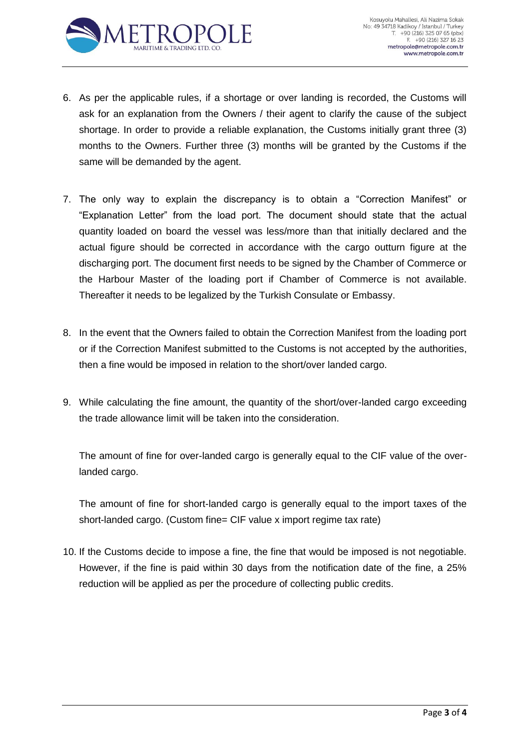6. As per the applicable rules, if a shortage or over landing is recorded, the Customs will ask for an explanation from the Owners / their agent to clarify the cause of the subject shortage. In order to provide a reliable explanation, the Customs initially grant three (3) months to the Owners. Further three (3) months will be granted by the Customs if the same will be demanded by the agent.

7. The only way to explain the discrepancy is to obtain a "Correction Manifest" or "Explanation Letter" from the load port. The document should state that the actual quantity loaded on board the vessel was less/more than that initially declared and the actual figure should be corrected in accordance with the cargo outturn figure at the discharging port. The document first needs to be signed by the Chamber of Commerce or the Harbour Master of the loading port if Chamber of Commerce is not available. Thereafter it needs to be legalized by the Turkish Consulate or Embassy.

8. In the event that the Owners failed to obtain the Correction Manifest from the loading port or if the Correction Manifest submitted to the Customs is not accepted by the authorities, then a fine would be imposed in relation to the short/over landed cargo.

9. While calculating the fine amount, the quantity of the short/over-landed cargo exceeding the trade allowance limit will be taken into the consideration.

   The amount of fine for over-landed cargo is generally equal to the CIF value of the over-landed cargo.

   The amount of fine for short-landed cargo is generally equal to the import taxes of the short-landed cargo. (Custom fine= CIF value x import regime tax rate)

10. If the Customs decide to impose a fine, the fine that would be imposed is not negotiable. However, if the fine is paid within 30 days from the notification date of the fine, a 25% reduction will be applied as per the procedure of collecting public credits.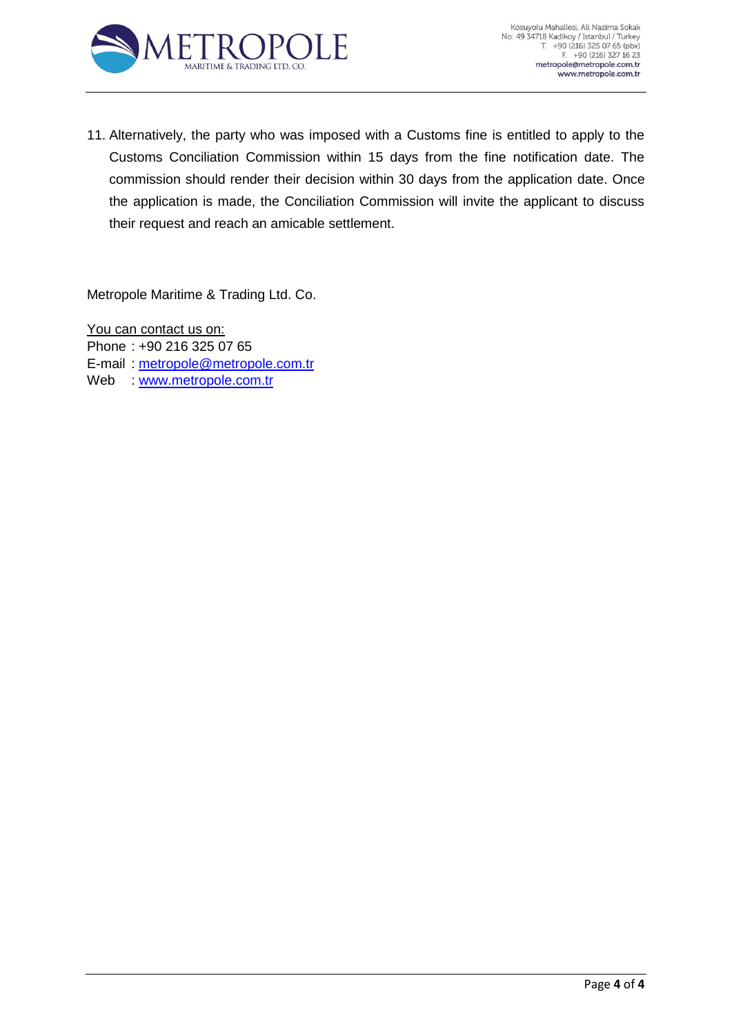11. Alternatively, the party who was imposed with a Customs fine is entitled to apply to the Customs Conciliation Commission within 15 days from the fine notification date. The commission should render their decision within 30 days from the application date. Once the application is made, the Conciliation Commission will invite the applicant to discuss their request and reach an amicable settlement.

Metropole Maritime & Trading Ltd. Co.

You can contact us on:
Phone : +90 216 325 07 65
E-mail : metropole@metropole.com.tr
Web : www.metropole.com.tr